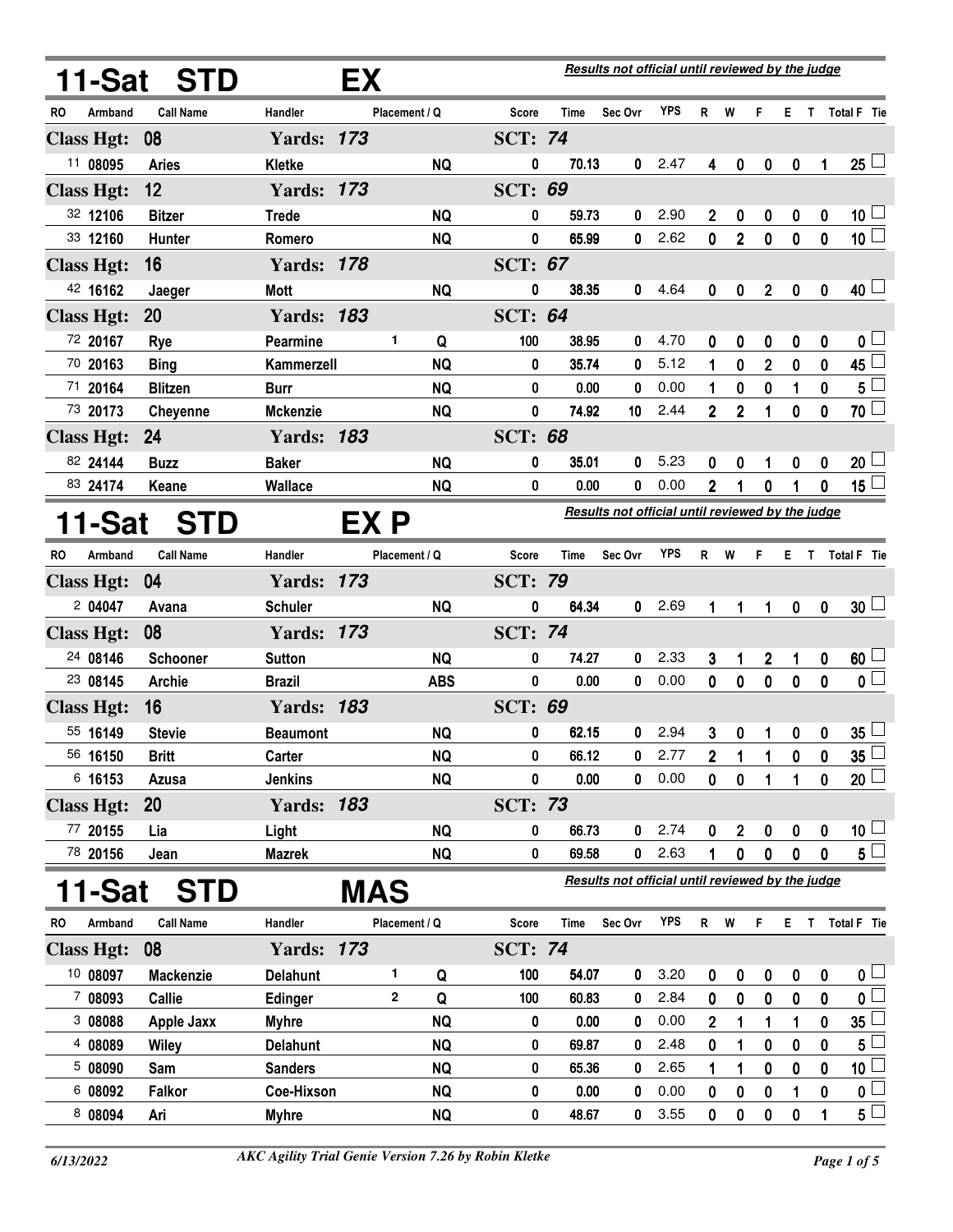## 11-Sat STD EX

*Results not official until reviewed by the judge*

| RO | Armband | Call Name | Handler | Placement | Q | Score | Time | Sec Ovr | YPS | R | W | F | E | T | Total F | Tie |
|---|---|---|---|---|---|---|---|---|---|---|---|---|---|---|---|---|
| **Class Hgt: 08** | | | **Yards: 173** | | | **SCT: 74** | | | | | | | | | | |
| 11 | 08095 | Aries | Kletke | | NQ | 0 | 70.13 | 0 | 2.47 | 4 | 0 | 0 | 0 | 1 | 25 | ☐ |
| **Class Hgt: 12** | | | **Yards: 173** | | | **SCT: 69** | | | | | | | | | | |
| 32 | 12106 | Bitzer | Trede | | NQ | 0 | 59.73 | 0 | 2.90 | 2 | 0 | 0 | 0 | 0 | 10 | ☐ |
| 33 | 12160 | Hunter | Romero | | NQ | 0 | 65.99 | 0 | 2.62 | 0 | 2 | 0 | 0 | 0 | 10 | ☐ |
| **Class Hgt: 16** | | | **Yards: 178** | | | **SCT: 67** | | | | | | | | | | |
| 42 | 16162 | Jaeger | Mott | | NQ | 0 | 38.35 | 0 | 4.64 | 0 | 0 | 2 | 0 | 0 | 40 | ☐ |
| **Class Hgt: 20** | | | **Yards: 183** | | | **SCT: 64** | | | | | | | | | | |
| 72 | 20167 | Rye | Pearmine | 1 | Q | 100 | 38.95 | 0 | 4.70 | 0 | 0 | 0 | 0 | 0 | 0 | ☐ |
| 70 | 20163 | Bing | Kammerzell | | NQ | 0 | 35.74 | 0 | 5.12 | 1 | 0 | 2 | 0 | 0 | 45 | ☐ |
| 71 | 20164 | Blitzen | Burr | | NQ | 0 | 0.00 | 0 | 0.00 | 1 | 0 | 0 | 1 | 0 | 5 | ☐ |
| 73 | 20173 | Cheyenne | Mckenzie | | NQ | 0 | 74.92 | 10 | 2.44 | 2 | 2 | 1 | 0 | 0 | 70 | ☐ |
| **Class Hgt: 24** | | | **Yards: 183** | | | **SCT: 68** | | | | | | | | | | |
| 82 | 24144 | Buzz | Baker | | NQ | 0 | 35.01 | 0 | 5.23 | 0 | 0 | 1 | 0 | 0 | 20 | ☐ |
| 83 | 24174 | Keane | Wallace | | NQ | 0 | 0.00 | 0 | 0.00 | 2 | 1 | 0 | 1 | 0 | 15 | ☐ |

## 11-Sat STD EX P

*Results not official until reviewed by the judge*

| RO | Armband | Call Name | Handler | Placement | Q | Score | Time | Sec Ovr | YPS | R | W | F | E | T | Total F | Tie |
|---|---|---|---|---|---|---|---|---|---|---|---|---|---|---|---|---|
| **Class Hgt: 04** | | | **Yards: 173** | | | **SCT: 79** | | | | | | | | | | |
| 2 | 04047 | Avana | Schuler | | NQ | 0 | 64.34 | 0 | 2.69 | 1 | 1 | 1 | 0 | 0 | 30 | ☐ |
| **Class Hgt: 08** | | | **Yards: 173** | | | **SCT: 74** | | | | | | | | | | |
| 24 | 08146 | Schooner | Sutton | | NQ | 0 | 74.27 | 0 | 2.33 | 3 | 1 | 2 | 1 | 0 | 60 | ☐ |
| 23 | 08145 | Archie | Brazil | | ABS | 0 | 0.00 | 0 | 0.00 | 0 | 0 | 0 | 0 | 0 | 0 | ☐ |
| **Class Hgt: 16** | | | **Yards: 183** | | | **SCT: 69** | | | | | | | | | | |
| 55 | 16149 | Stevie | Beaumont | | NQ | 0 | 62.15 | 0 | 2.94 | 3 | 0 | 1 | 0 | 0 | 35 | ☐ |
| 56 | 16150 | Britt | Carter | | NQ | 0 | 66.12 | 0 | 2.77 | 2 | 1 | 1 | 0 | 0 | 35 | ☐ |
| 6 | 16153 | Azusa | Jenkins | | NQ | 0 | 0.00 | 0 | 0.00 | 0 | 0 | 1 | 1 | 0 | 20 | ☐ |
| **Class Hgt: 20** | | | **Yards: 183** | | | **SCT: 73** | | | | | | | | | | |
| 77 | 20155 | Lia | Light | | NQ | 0 | 66.73 | 0 | 2.74 | 0 | 2 | 0 | 0 | 0 | 10 | ☐ |
| 78 | 20156 | Jean | Mazrek | | NQ | 0 | 69.58 | 0 | 2.63 | 1 | 0 | 0 | 0 | 0 | 5 | ☐ |

## 11-Sat STD MAS

*Results not official until reviewed by the judge*

| RO | Armband | Call Name | Handler | Placement | Q | Score | Time | Sec Ovr | YPS | R | W | F | E | T | Total F | Tie |
|---|---|---|---|---|---|---|---|---|---|---|---|---|---|---|---|---|
| **Class Hgt: 08** | | | **Yards: 173** | | | **SCT: 74** | | | | | | | | | | |
| 10 | 08097 | Mackenzie | Delahunt | 1 | Q | 100 | 54.07 | 0 | 3.20 | 0 | 0 | 0 | 0 | 0 | 0 | ☐ |
| 7 | 08093 | Callie | Edinger | 2 | Q | 100 | 60.83 | 0 | 2.84 | 0 | 0 | 0 | 0 | 0 | 0 | ☐ |
| 3 | 08088 | Apple Jaxx | Myhre | | NQ | 0 | 0.00 | 0 | 0.00 | 2 | 1 | 1 | 1 | 0 | 35 | ☐ |
| 4 | 08089 | Wiley | Delahunt | | NQ | 0 | 69.87 | 0 | 2.48 | 0 | 1 | 0 | 0 | 0 | 5 | ☐ |
| 5 | 08090 | Sam | Sanders | | NQ | 0 | 65.36 | 0 | 2.65 | 1 | 1 | 0 | 0 | 0 | 10 | ☐ |
| 6 | 08092 | Falkor | Coe-Hixson | | NQ | 0 | 0.00 | 0 | 0.00 | 0 | 0 | 0 | 1 | 0 | 0 | ☐ |
| 8 | 08094 | Ari | Myhre | | NQ | 0 | 48.67 | 0 | 3.55 | 0 | 0 | 0 | 0 | 1 | 5 | ☐ |

*6/13/2022* — *AKC Agility Trial Genie Version 7.26 by Robin Kletke*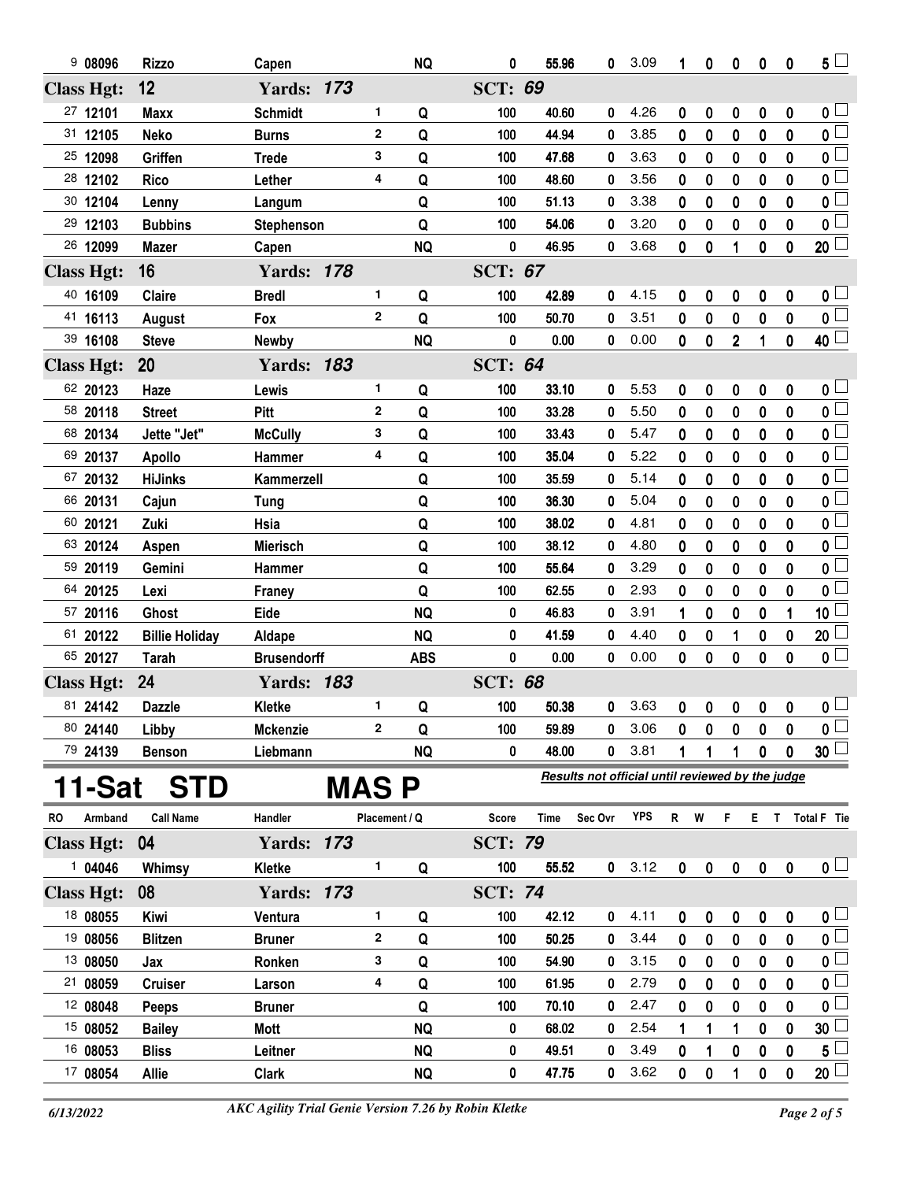| RO | Armband | Call Name | Handler | Placement | Q | Score | Time | Sec Ovr | YPS | R | W | F | E | T | Total F | Tie |
|---|---|---|---|---|---|---|---|---|---|---|---|---|---|---|---|---|
| 9 | 08096 | Rizzo | Capen | | NQ | 0 | 55.96 | 0 | 3.09 | 1 | 0 | 0 | 0 | 0 | 5 | |
| **Class Hgt: 12** | | | **Yards: 173** | | | **SCT: 69** | | | | | | | | | | |
| 27 | 12101 | Maxx | Schmidt | 1 | Q | 100 | 40.60 | 0 | 4.26 | 0 | 0 | 0 | 0 | 0 | 0 | |
| 31 | 12105 | Neko | Burns | 2 | Q | 100 | 44.94 | 0 | 3.85 | 0 | 0 | 0 | 0 | 0 | 0 | |
| 25 | 12098 | Griffen | Trede | 3 | Q | 100 | 47.68 | 0 | 3.63 | 0 | 0 | 0 | 0 | 0 | 0 | |
| 28 | 12102 | Rico | Lether | 4 | Q | 100 | 48.60 | 0 | 3.56 | 0 | 0 | 0 | 0 | 0 | 0 | |
| 30 | 12104 | Lenny | Langum | | Q | 100 | 51.13 | 0 | 3.38 | 0 | 0 | 0 | 0 | 0 | 0 | |
| 29 | 12103 | Bubbins | Stephenson | | Q | 100 | 54.06 | 0 | 3.20 | 0 | 0 | 0 | 0 | 0 | 0 | |
| 26 | 12099 | Mazer | Capen | | NQ | 0 | 46.95 | 0 | 3.68 | 0 | 0 | 1 | 0 | 0 | 20 | |
| **Class Hgt: 16** | | | **Yards: 178** | | | **SCT: 67** | | | | | | | | | | |
| 40 | 16109 | Claire | Bredl | 1 | Q | 100 | 42.89 | 0 | 4.15 | 0 | 0 | 0 | 0 | 0 | 0 | |
| 41 | 16113 | August | Fox | 2 | Q | 100 | 50.70 | 0 | 3.51 | 0 | 0 | 0 | 0 | 0 | 0 | |
| 39 | 16108 | Steve | Newby | | NQ | 0 | 0.00 | 0 | 0.00 | 0 | 0 | 2 | 1 | 0 | 40 | |
| **Class Hgt: 20** | | | **Yards: 183** | | | **SCT: 64** | | | | | | | | | | |
| 62 | 20123 | Haze | Lewis | 1 | Q | 100 | 33.10 | 0 | 5.53 | 0 | 0 | 0 | 0 | 0 | 0 | |
| 58 | 20118 | Street | Pitt | 2 | Q | 100 | 33.28 | 0 | 5.50 | 0 | 0 | 0 | 0 | 0 | 0 | |
| 68 | 20134 | Jette "Jet" | McCully | 3 | Q | 100 | 33.43 | 0 | 5.47 | 0 | 0 | 0 | 0 | 0 | 0 | |
| 69 | 20137 | Apollo | Hammer | 4 | Q | 100 | 35.04 | 0 | 5.22 | 0 | 0 | 0 | 0 | 0 | 0 | |
| 67 | 20132 | HiJinks | Kammerzell | | Q | 100 | 35.59 | 0 | 5.14 | 0 | 0 | 0 | 0 | 0 | 0 | |
| 66 | 20131 | Cajun | Tung | | Q | 100 | 36.30 | 0 | 5.04 | 0 | 0 | 0 | 0 | 0 | 0 | |
| 60 | 20121 | Zuki | Hsia | | Q | 100 | 38.02 | 0 | 4.81 | 0 | 0 | 0 | 0 | 0 | 0 | |
| 63 | 20124 | Aspen | Mierisch | | Q | 100 | 38.12 | 0 | 4.80 | 0 | 0 | 0 | 0 | 0 | 0 | |
| 59 | 20119 | Gemini | Hammer | | Q | 100 | 55.64 | 0 | 3.29 | 0 | 0 | 0 | 0 | 0 | 0 | |
| 64 | 20125 | Lexi | Franey | | Q | 100 | 62.55 | 0 | 2.93 | 0 | 0 | 0 | 0 | 0 | 0 | |
| 57 | 20116 | Ghost | Eide | | NQ | 0 | 46.83 | 0 | 3.91 | 1 | 0 | 0 | 0 | 1 | 10 | |
| 61 | 20122 | Billie Holiday | Aldape | | NQ | 0 | 41.59 | 0 | 4.40 | 0 | 0 | 1 | 0 | 0 | 20 | |
| 65 | 20127 | Tarah | Brusendorff | | ABS | 0 | 0.00 | 0 | 0.00 | 0 | 0 | 0 | 0 | 0 | 0 | |
| **Class Hgt: 24** | | | **Yards: 183** | | | **SCT: 68** | | | | | | | | | | |
| 81 | 24142 | Dazzle | Kletke | 1 | Q | 100 | 50.38 | 0 | 3.63 | 0 | 0 | 0 | 0 | 0 | 0 | |
| 80 | 24140 | Libby | Mckenzie | 2 | Q | 100 | 59.89 | 0 | 3.06 | 0 | 0 | 0 | 0 | 0 | 0 | |
| 79 | 24139 | Benson | Liebmann | | NQ | 0 | 48.00 | 0 | 3.81 | 1 | 1 | 1 | 0 | 0 | 30 | |

# 11-Sat STD MAS P

*Results not official until reviewed by the judge*

| RO | Armband | Call Name | Handler | Placement | Q | Score | Time | Sec Ovr | YPS | R | W | F | E | T | Total F | Tie |
|---|---|---|---|---|---|---|---|---|---|---|---|---|---|---|---|---|
| **Class Hgt: 04** | | | **Yards: 173** | | | **SCT: 79** | | | | | | | | | | |
| 1 | 04046 | Whimsy | Kletke | 1 | Q | 100 | 55.52 | 0 | 3.12 | 0 | 0 | 0 | 0 | 0 | 0 | |
| **Class Hgt: 08** | | | **Yards: 173** | | | **SCT: 74** | | | | | | | | | | |
| 18 | 08055 | Kiwi | Ventura | 1 | Q | 100 | 42.12 | 0 | 4.11 | 0 | 0 | 0 | 0 | 0 | 0 | |
| 19 | 08056 | Blitzen | Bruner | 2 | Q | 100 | 50.25 | 0 | 3.44 | 0 | 0 | 0 | 0 | 0 | 0 | |
| 13 | 08050 | Jax | Ronken | 3 | Q | 100 | 54.90 | 0 | 3.15 | 0 | 0 | 0 | 0 | 0 | 0 | |
| 21 | 08059 | Cruiser | Larson | 4 | Q | 100 | 61.95 | 0 | 2.79 | 0 | 0 | 0 | 0 | 0 | 0 | |
| 12 | 08048 | Peeps | Bruner | | Q | 100 | 70.10 | 0 | 2.47 | 0 | 0 | 0 | 0 | 0 | 0 | |
| 15 | 08052 | Bailey | Mott | | NQ | 0 | 68.02 | 0 | 2.54 | 1 | 1 | 1 | 0 | 0 | 30 | |
| 16 | 08053 | Bliss | Leitner | | NQ | 0 | 49.51 | 0 | 3.49 | 0 | 1 | 0 | 0 | 0 | 5 | |
| 17 | 08054 | Allie | Clark | | NQ | 0 | 47.75 | 0 | 3.62 | 0 | 0 | 1 | 0 | 0 | 20 | |

6/13/2022 — *AKC Agility Trial Genie Version 7.26 by Robin Kletke*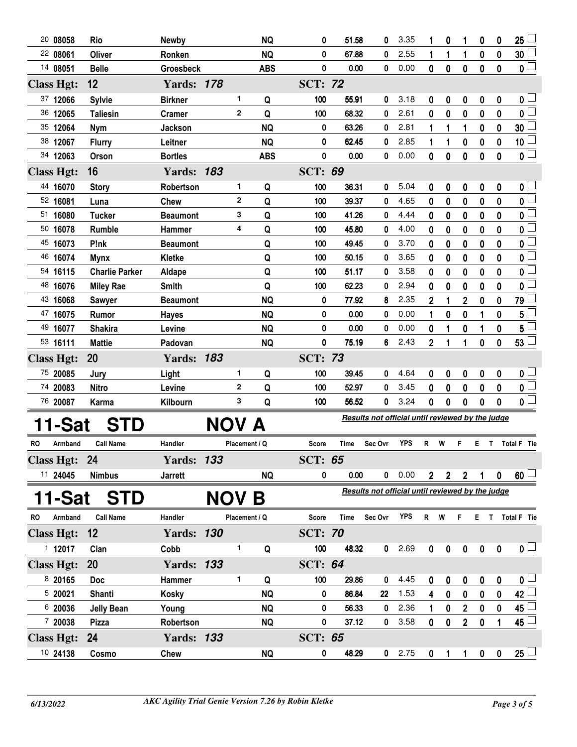| RO | Armband | Call Name | Handler | Placement | Q | Score | Time | Sec Ovr | YPS | R | W | F | E | T | Total F | Tie |
|---|---|---|---|---|---|---|---|---|---|---|---|---|---|---|---|---|
| 20 | 08058 | Rio | Newby | | NQ | 0 | 51.58 | 0 | 3.35 | 1 | 0 | 1 | 0 | 0 | 25 | |
| 22 | 08061 | Oliver | Ronken | | NQ | 0 | 67.88 | 0 | 2.55 | 1 | 1 | 1 | 0 | 0 | 30 | |
| 14 | 08051 | Belle | Groesbeck | | ABS | 0 | 0.00 | 0 | 0.00 | 0 | 0 | 0 | 0 | 0 | 0 | |
| **Class Hgt: 12** | | | **Yards: 178** | | | **SCT: 72** | | | | | | | | | | |
| 37 | 12066 | Sylvie | Birkner | 1 | Q | 100 | 55.91 | 0 | 3.18 | 0 | 0 | 0 | 0 | 0 | 0 | |
| 36 | 12065 | Taliesin | Cramer | 2 | Q | 100 | 68.32 | 0 | 2.61 | 0 | 0 | 0 | 0 | 0 | 0 | |
| 35 | 12064 | Nym | Jackson | | NQ | 0 | 63.26 | 0 | 2.81 | 1 | 1 | 1 | 0 | 0 | 30 | |
| 38 | 12067 | Flurry | Leitner | | NQ | 0 | 62.45 | 0 | 2.85 | 1 | 1 | 0 | 0 | 0 | 10 | |
| 34 | 12063 | Orson | Bortles | | ABS | 0 | 0.00 | 0 | 0.00 | 0 | 0 | 0 | 0 | 0 | 0 | |
| **Class Hgt: 16** | | | **Yards: 183** | | | **SCT: 69** | | | | | | | | | | |
| 44 | 16070 | Story | Robertson | 1 | Q | 100 | 36.31 | 0 | 5.04 | 0 | 0 | 0 | 0 | 0 | 0 | |
| 52 | 16081 | Luna | Chew | 2 | Q | 100 | 39.37 | 0 | 4.65 | 0 | 0 | 0 | 0 | 0 | 0 | |
| 51 | 16080 | Tucker | Beaumont | 3 | Q | 100 | 41.26 | 0 | 4.44 | 0 | 0 | 0 | 0 | 0 | 0 | |
| 50 | 16078 | Rumble | Hammer | 4 | Q | 100 | 45.80 | 0 | 4.00 | 0 | 0 | 0 | 0 | 0 | 0 | |
| 45 | 16073 | P!nk | Beaumont | | Q | 100 | 49.45 | 0 | 3.70 | 0 | 0 | 0 | 0 | 0 | 0 | |
| 46 | 16074 | Mynx | Kletke | | Q | 100 | 50.15 | 0 | 3.65 | 0 | 0 | 0 | 0 | 0 | 0 | |
| 54 | 16115 | Charlie Parker | Aldape | | Q | 100 | 51.17 | 0 | 3.58 | 0 | 0 | 0 | 0 | 0 | 0 | |
| 48 | 16076 | Miley Rae | Smith | | Q | 100 | 62.23 | 0 | 2.94 | 0 | 0 | 0 | 0 | 0 | 0 | |
| 43 | 16068 | Sawyer | Beaumont | | NQ | 0 | 77.92 | 8 | 2.35 | 2 | 1 | 2 | 0 | 0 | 79 | |
| 47 | 16075 | Rumor | Hayes | | NQ | 0 | 0.00 | 0 | 0.00 | 1 | 0 | 0 | 1 | 0 | 5 | |
| 49 | 16077 | Shakira | Levine | | NQ | 0 | 0.00 | 0 | 0.00 | 0 | 1 | 0 | 1 | 0 | 5 | |
| 53 | 16111 | Mattie | Padovan | | NQ | 0 | 75.19 | 6 | 2.43 | 2 | 1 | 1 | 0 | 0 | 53 | |
| **Class Hgt: 20** | | | **Yards: 183** | | | **SCT: 73** | | | | | | | | | | |
| 75 | 20085 | Jury | Light | 1 | Q | 100 | 39.45 | 0 | 4.64 | 0 | 0 | 0 | 0 | 0 | 0 | |
| 74 | 20083 | Nitro | Levine | 2 | Q | 100 | 52.97 | 0 | 3.45 | 0 | 0 | 0 | 0 | 0 | 0 | |
| 76 | 20087 | Karma | Kilbourn | 3 | Q | 100 | 56.52 | 0 | 3.24 | 0 | 0 | 0 | 0 | 0 | 0 | |

# 11-Sat STD NOV A

*Results not official until reviewed by the judge*

| RO | Armband | Call Name | Handler | Placement | Q | Score | Time | Sec Ovr | YPS | R | W | F | E | T | Total F | Tie |
|---|---|---|---|---|---|---|---|---|---|---|---|---|---|---|---|---|
| **Class Hgt: 24** | | | **Yards: 133** | | | **SCT: 65** | | | | | | | | | | |
| 11 | 24045 | Nimbus | Jarrett | | NQ | 0 | 0.00 | 0 | 0.00 | 2 | 2 | 2 | 1 | 0 | 60 | |

# 11-Sat STD NOV B

*Results not official until reviewed by the judge*

| RO | Armband | Call Name | Handler | Placement | Q | Score | Time | Sec Ovr | YPS | R | W | F | E | T | Total F | Tie |
|---|---|---|---|---|---|---|---|---|---|---|---|---|---|---|---|---|
| **Class Hgt: 12** | | | **Yards: 130** | | | **SCT: 70** | | | | | | | | | | |
| 1 | 12017 | Cian | Cobb | 1 | Q | 100 | 48.32 | 0 | 2.69 | 0 | 0 | 0 | 0 | 0 | 0 | |
| **Class Hgt: 20** | | | **Yards: 133** | | | **SCT: 64** | | | | | | | | | | |
| 8 | 20165 | Doc | Hammer | 1 | Q | 100 | 29.86 | 0 | 4.45 | 0 | 0 | 0 | 0 | 0 | 0 | |
| 5 | 20021 | Shanti | Kosky | | NQ | 0 | 86.84 | 22 | 1.53 | 4 | 0 | 0 | 0 | 0 | 42 | |
| 6 | 20036 | Jelly Bean | Young | | NQ | 0 | 56.33 | 0 | 2.36 | 1 | 0 | 2 | 0 | 0 | 45 | |
| 7 | 20038 | Pizza | Robertson | | NQ | 0 | 37.12 | 0 | 3.58 | 0 | 0 | 2 | 0 | 1 | 45 | |
| **Class Hgt: 24** | | | **Yards: 133** | | | **SCT: 65** | | | | | | | | | | |
| 10 | 24138 | Cosmo | Chew | | NQ | 0 | 48.29 | 0 | 2.75 | 0 | 1 | 1 | 0 | 0 | 25 | |

6/13/2022 — AKC Agility Trial Genie Version 7.26 by Robin Kletke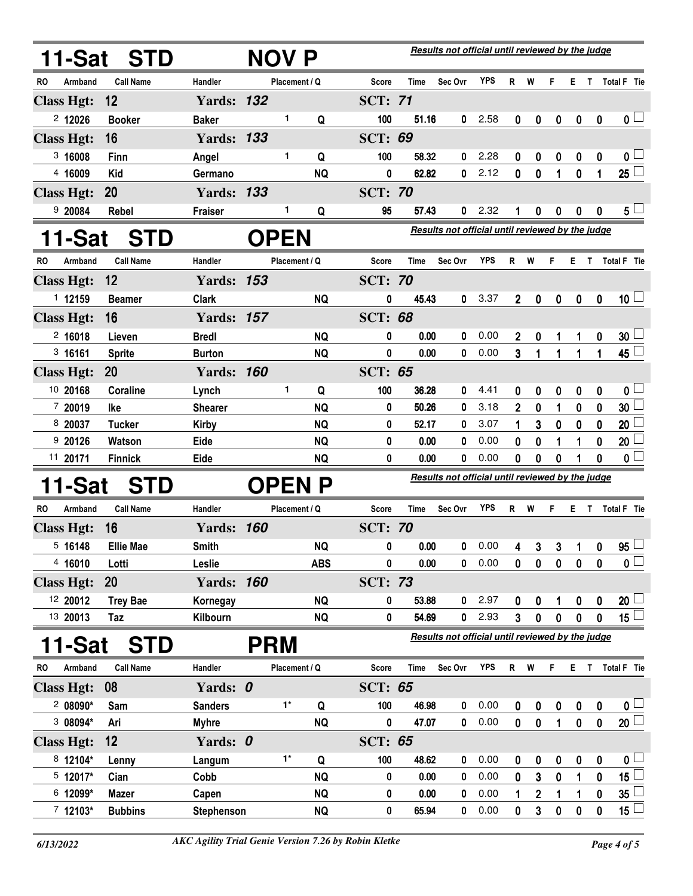## 11-Sat STD NOV P

*Results not official until reviewed by the judge*

| RO | Armband | Call Name | Handler | Placement | Q | Score | Time | Sec Ovr | YPS | R | W | F | E | T | Total F | Tie |
|---|---|---|---|---|---|---|---|---|---|---|---|---|---|---|---|---|
| **Class Hgt: 12** | | | **Yards: 132** | | | **SCT: 71** | | | | | | | | | | |
| 2 | 12026 | Booker | Baker | 1 | Q | 100 | 51.16 | 0 | 2.58 | 0 | 0 | 0 | 0 | 0 | 0 | ☐ |
| **Class Hgt: 16** | | | **Yards: 133** | | | **SCT: 69** | | | | | | | | | | |
| 3 | 16008 | Finn | Angel | 1 | Q | 100 | 58.32 | 0 | 2.28 | 0 | 0 | 0 | 0 | 0 | 0 | ☐ |
| 4 | 16009 | Kid | Germano | | NQ | 0 | 62.82 | 0 | 2.12 | 0 | 0 | 1 | 0 | 1 | 25 | ☐ |
| **Class Hgt: 20** | | | **Yards: 133** | | | **SCT: 70** | | | | | | | | | | |
| 9 | 20084 | Rebel | Fraiser | 1 | Q | 95 | 57.43 | 0 | 2.32 | 1 | 0 | 0 | 0 | 0 | 5 | ☐ |

## 11-Sat STD OPEN

*Results not official until reviewed by the judge*

| RO | Armband | Call Name | Handler | Placement | Q | Score | Time | Sec Ovr | YPS | R | W | F | E | T | Total F | Tie |
|---|---|---|---|---|---|---|---|---|---|---|---|---|---|---|---|---|
| **Class Hgt: 12** | | | **Yards: 153** | | | **SCT: 70** | | | | | | | | | | |
| 1 | 12159 | Beamer | Clark | | NQ | 0 | 45.43 | 0 | 3.37 | 2 | 0 | 0 | 0 | 0 | 10 | ☐ |
| **Class Hgt: 16** | | | **Yards: 157** | | | **SCT: 68** | | | | | | | | | | |
| 2 | 16018 | Lieven | Bredl | | NQ | 0 | 0.00 | 0 | 0.00 | 2 | 0 | 1 | 1 | 0 | 30 | ☐ |
| 3 | 16161 | Sprite | Burton | | NQ | 0 | 0.00 | 0 | 0.00 | 3 | 1 | 1 | 1 | 1 | 45 | ☐ |
| **Class Hgt: 20** | | | **Yards: 160** | | | **SCT: 65** | | | | | | | | | | |
| 10 | 20168 | Coraline | Lynch | 1 | Q | 100 | 36.28 | 0 | 4.41 | 0 | 0 | 0 | 0 | 0 | 0 | ☐ |
| 7 | 20019 | Ike | Shearer | | NQ | 0 | 50.26 | 0 | 3.18 | 2 | 0 | 1 | 0 | 0 | 30 | ☐ |
| 8 | 20037 | Tucker | Kirby | | NQ | 0 | 52.17 | 0 | 3.07 | 1 | 3 | 0 | 0 | 0 | 20 | ☐ |
| 9 | 20126 | Watson | Eide | | NQ | 0 | 0.00 | 0 | 0.00 | 0 | 0 | 1 | 1 | 0 | 20 | ☐ |
| 11 | 20171 | Finnick | Eide | | NQ | 0 | 0.00 | 0 | 0.00 | 0 | 0 | 0 | 1 | 0 | 0 | ☐ |

## 11-Sat STD OPEN P

*Results not official until reviewed by the judge*

| RO | Armband | Call Name | Handler | Placement | Q | Score | Time | Sec Ovr | YPS | R | W | F | E | T | Total F | Tie |
|---|---|---|---|---|---|---|---|---|---|---|---|---|---|---|---|---|
| **Class Hgt: 16** | | | **Yards: 160** | | | **SCT: 70** | | | | | | | | | | |
| 5 | 16148 | Ellie Mae | Smith | | NQ | 0 | 0.00 | 0 | 0.00 | 4 | 3 | 3 | 1 | 0 | 95 | ☐ |
| 4 | 16010 | Lotti | Leslie | | ABS | 0 | 0.00 | 0 | 0.00 | 0 | 0 | 0 | 0 | 0 | 0 | ☐ |
| **Class Hgt: 20** | | | **Yards: 160** | | | **SCT: 73** | | | | | | | | | | |
| 12 | 20012 | Trey Bae | Kornegay | | NQ | 0 | 53.88 | 0 | 2.97 | 0 | 0 | 1 | 0 | 0 | 20 | ☐ |
| 13 | 20013 | Taz | Kilbourn | | NQ | 0 | 54.69 | 0 | 2.93 | 3 | 0 | 0 | 0 | 0 | 15 | ☐ |

## 11-Sat STD PRM

*Results not official until reviewed by the judge*

| RO | Armband | Call Name | Handler | Placement | Q | Score | Time | Sec Ovr | YPS | R | W | F | E | T | Total F | Tie |
|---|---|---|---|---|---|---|---|---|---|---|---|---|---|---|---|---|
| **Class Hgt: 08** | | | **Yards: 0** | | | **SCT: 65** | | | | | | | | | | |
| 2 | 08090* | Sam | Sanders | 1* | Q | 100 | 46.98 | 0 | 0.00 | 0 | 0 | 0 | 0 | 0 | 0 | ☐ |
| 3 | 08094* | Ari | Myhre | | NQ | 0 | 47.07 | 0 | 0.00 | 0 | 0 | 1 | 0 | 0 | 20 | ☐ |
| **Class Hgt: 12** | | | **Yards: 0** | | | **SCT: 65** | | | | | | | | | | |
| 8 | 12104* | Lenny | Langum | 1* | Q | 100 | 48.62 | 0 | 0.00 | 0 | 0 | 0 | 0 | 0 | 0 | ☐ |
| 5 | 12017* | Cian | Cobb | | NQ | 0 | 0.00 | 0 | 0.00 | 0 | 3 | 0 | 1 | 0 | 15 | ☐ |
| 6 | 12099* | Mazer | Capen | | NQ | 0 | 0.00 | 0 | 0.00 | 1 | 2 | 1 | 1 | 0 | 35 | ☐ |
| 7 | 12103* | Bubbins | Stephenson | | NQ | 0 | 65.94 | 0 | 0.00 | 0 | 3 | 0 | 0 | 0 | 15 | ☐ |

*AKC Agility Trial Genie Version 7.26 by Robin Kletke*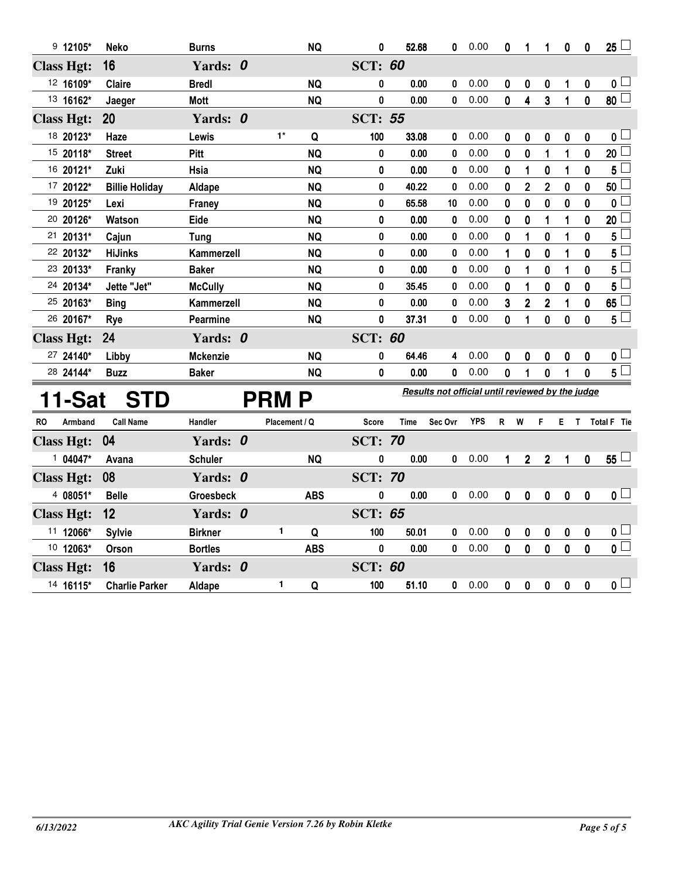| RO | Armband | Call Name | Handler | Placement | Q | Score | Time | Sec Ovr | YPS | R | W | F | E | T | Total F | Tie |
|---|---|---|---|---|---|---|---|---|---|---|---|---|---|---|---|---|
| 9 | 12105* | Neko | Burns | | NQ | 0 | 52.68 | 0 | 0.00 | 0 | 1 | 1 | 0 | 0 | 25 | ☐ |
| **Class Hgt: 16** | | **Yards: 0** | | | | **SCT: 60** | | | | | | | | | | |
| 12 | 16109* | Claire | Bredl | | NQ | 0 | 0.00 | 0 | 0.00 | 0 | 0 | 0 | 1 | 0 | 0 | ☐ |
| 13 | 16162* | Jaeger | Mott | | NQ | 0 | 0.00 | 0 | 0.00 | 0 | 4 | 3 | 1 | 0 | 80 | ☐ |
| **Class Hgt: 20** | | **Yards: 0** | | | | **SCT: 55** | | | | | | | | | | |
| 18 | 20123* | Haze | Lewis | 1* | Q | 100 | 33.08 | 0 | 0.00 | 0 | 0 | 0 | 0 | 0 | 0 | ☐ |
| 15 | 20118* | Street | Pitt | | NQ | 0 | 0.00 | 0 | 0.00 | 0 | 0 | 1 | 1 | 0 | 20 | ☐ |
| 16 | 20121* | Zuki | Hsia | | NQ | 0 | 0.00 | 0 | 0.00 | 0 | 1 | 0 | 1 | 0 | 5 | ☐ |
| 17 | 20122* | Billie Holiday | Aldape | | NQ | 0 | 40.22 | 0 | 0.00 | 0 | 2 | 2 | 0 | 0 | 50 | ☐ |
| 19 | 20125* | Lexi | Franey | | NQ | 0 | 65.58 | 10 | 0.00 | 0 | 0 | 0 | 0 | 0 | 0 | ☐ |
| 20 | 20126* | Watson | Eide | | NQ | 0 | 0.00 | 0 | 0.00 | 0 | 0 | 1 | 1 | 0 | 20 | ☐ |
| 21 | 20131* | Cajun | Tung | | NQ | 0 | 0.00 | 0 | 0.00 | 0 | 1 | 0 | 1 | 0 | 5 | ☐ |
| 22 | 20132* | HiJinks | Kammerzell | | NQ | 0 | 0.00 | 0 | 0.00 | 1 | 0 | 0 | 1 | 0 | 5 | ☐ |
| 23 | 20133* | Franky | Baker | | NQ | 0 | 0.00 | 0 | 0.00 | 0 | 1 | 0 | 1 | 0 | 5 | ☐ |
| 24 | 20134* | Jette "Jet" | McCully | | NQ | 0 | 35.45 | 0 | 0.00 | 0 | 1 | 0 | 0 | 0 | 5 | ☐ |
| 25 | 20163* | Bing | Kammerzell | | NQ | 0 | 0.00 | 0 | 0.00 | 3 | 2 | 2 | 1 | 0 | 65 | ☐ |
| 26 | 20167* | Rye | Pearmine | | NQ | 0 | 37.31 | 0 | 0.00 | 0 | 1 | 0 | 0 | 0 | 5 | ☐ |
| **Class Hgt: 24** | | **Yards: 0** | | | | **SCT: 60** | | | | | | | | | | |
| 27 | 24140* | Libby | Mckenzie | | NQ | 0 | 64.46 | 4 | 0.00 | 0 | 0 | 0 | 0 | 0 | 0 | ☐ |
| 28 | 24144* | Buzz | Baker | | NQ | 0 | 0.00 | 0 | 0.00 | 0 | 1 | 0 | 1 | 0 | 5 | ☐ |

# 11-Sat STD PRM P

*Results not official until reviewed by the judge*

| RO | Armband | Call Name | Handler | Placement | Q | Score | Time | Sec Ovr | YPS | R | W | F | E | T | Total F | Tie |
|---|---|---|---|---|---|---|---|---|---|---|---|---|---|---|---|---|
| **Class Hgt: 04** | | **Yards: 0** | | | | **SCT: 70** | | | | | | | | | | |
| 1 | 04047* | Avana | Schuler | | NQ | 0 | 0.00 | 0 | 0.00 | 1 | 2 | 2 | 1 | 0 | 55 | ☐ |
| **Class Hgt: 08** | | **Yards: 0** | | | | **SCT: 70** | | | | | | | | | | |
| 4 | 08051* | Belle | Groesbeck | | ABS | 0 | 0.00 | 0 | 0.00 | 0 | 0 | 0 | 0 | 0 | 0 | ☐ |
| **Class Hgt: 12** | | **Yards: 0** | | | | **SCT: 65** | | | | | | | | | | |
| 11 | 12066* | Sylvie | Birkner | 1 | Q | 100 | 50.01 | 0 | 0.00 | 0 | 0 | 0 | 0 | 0 | 0 | ☐ |
| 10 | 12063* | Orson | Bortles | | ABS | 0 | 0.00 | 0 | 0.00 | 0 | 0 | 0 | 0 | 0 | 0 | ☐ |
| **Class Hgt: 16** | | **Yards: 0** | | | | **SCT: 60** | | | | | | | | | | |
| 14 | 16115* | Charlie Parker | Aldape | 1 | Q | 100 | 51.10 | 0 | 0.00 | 0 | 0 | 0 | 0 | 0 | 0 | ☐ |

6/13/2022 — AKC Agility Trial Genie Version 7.26 by Robin Kletke